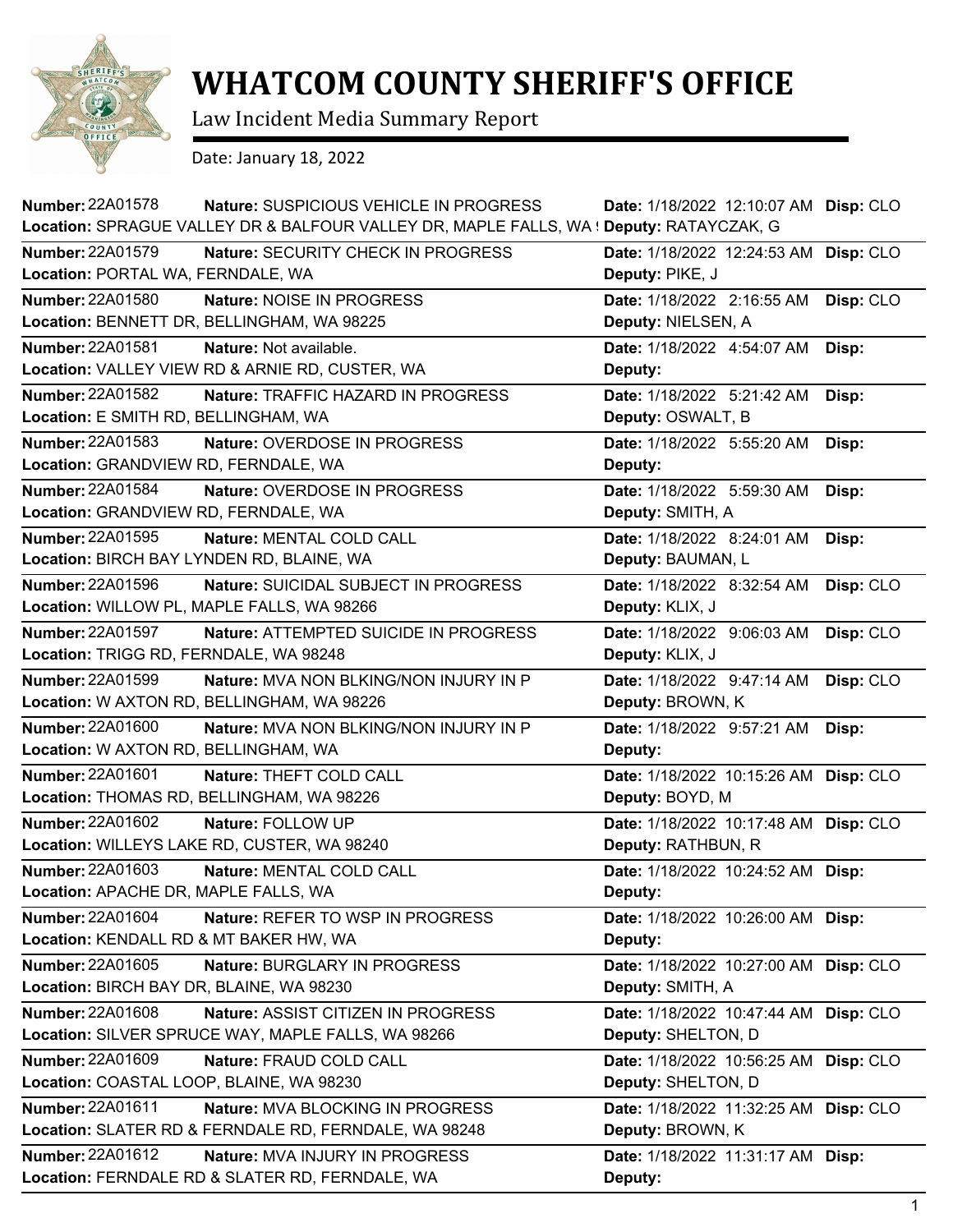# WHATCOM COUNTY SHERIFF'S OFFICE

Law Incident Media Summary Report

Date: January 18, 2022

| Number | Nature | Location | Date | Deputy | Disp |
|---|---|---|---|---|---|
| 22A01578 | SUSPICIOUS VEHICLE IN PROGRESS | SPRAGUE VALLEY DR & BALFOUR VALLEY DR, MAPLE FALLS, WA ! | 1/18/2022 12:10:07 AM | RATAYCZAK, G | CLO |
| 22A01579 | SECURITY CHECK IN PROGRESS | PORTAL WA, FERNDALE, WA | 1/18/2022 12:24:53 AM | PIKE, J | CLO |
| 22A01580 | NOISE IN PROGRESS | BENNETT DR, BELLINGHAM, WA 98225 | 1/18/2022 2:16:55 AM | NIELSEN, A | CLO |
| 22A01581 | Not available. | VALLEY VIEW RD & ARNIE RD, CUSTER, WA | 1/18/2022 4:54:07 AM | | |
| 22A01582 | TRAFFIC HAZARD IN PROGRESS | E SMITH RD, BELLINGHAM, WA | 1/18/2022 5:21:42 AM | OSWALT, B | |
| 22A01583 | OVERDOSE IN PROGRESS | GRANDVIEW RD, FERNDALE, WA | 1/18/2022 5:55:20 AM | | |
| 22A01584 | OVERDOSE IN PROGRESS | GRANDVIEW RD, FERNDALE, WA | 1/18/2022 5:59:30 AM | SMITH, A | |
| 22A01595 | MENTAL COLD CALL | BIRCH BAY LYNDEN RD, BLAINE, WA | 1/18/2022 8:24:01 AM | BAUMAN, L | |
| 22A01596 | SUICIDAL SUBJECT IN PROGRESS | WILLOW PL, MAPLE FALLS, WA 98266 | 1/18/2022 8:32:54 AM | KLIX, J | CLO |
| 22A01597 | ATTEMPTED SUICIDE IN PROGRESS | TRIGG RD, FERNDALE, WA 98248 | 1/18/2022 9:06:03 AM | KLIX, J | CLO |
| 22A01599 | MVA NON BLKING/NON INJURY IN P | W AXTON RD, BELLINGHAM, WA 98226 | 1/18/2022 9:47:14 AM | BROWN, K | CLO |
| 22A01600 | MVA NON BLKING/NON INJURY IN P | W AXTON RD, BELLINGHAM, WA | 1/18/2022 9:57:21 AM | | |
| 22A01601 | THEFT COLD CALL | THOMAS RD, BELLINGHAM, WA 98226 | 1/18/2022 10:15:26 AM | BOYD, M | CLO |
| 22A01602 | FOLLOW UP | WILLEYS LAKE RD, CUSTER, WA 98240 | 1/18/2022 10:17:48 AM | RATHBUN, R | CLO |
| 22A01603 | MENTAL COLD CALL | APACHE DR, MAPLE FALLS, WA | 1/18/2022 10:24:52 AM | | |
| 22A01604 | REFER TO WSP IN PROGRESS | KENDALL RD & MT BAKER HW, WA | 1/18/2022 10:26:00 AM | | |
| 22A01605 | BURGLARY IN PROGRESS | BIRCH BAY DR, BLAINE, WA 98230 | 1/18/2022 10:27:00 AM | SMITH, A | CLO |
| 22A01608 | ASSIST CITIZEN IN PROGRESS | SILVER SPRUCE WAY, MAPLE FALLS, WA 98266 | 1/18/2022 10:47:44 AM | SHELTON, D | CLO |
| 22A01609 | FRAUD COLD CALL | COASTAL LOOP, BLAINE, WA 98230 | 1/18/2022 10:56:25 AM | SHELTON, D | CLO |
| 22A01611 | MVA BLOCKING IN PROGRESS | SLATER RD & FERNDALE RD, FERNDALE, WA 98248 | 1/18/2022 11:32:25 AM | BROWN, K | CLO |
| 22A01612 | MVA INJURY IN PROGRESS | FERNDALE RD & SLATER RD, FERNDALE, WA | 1/18/2022 11:31:17 AM | | |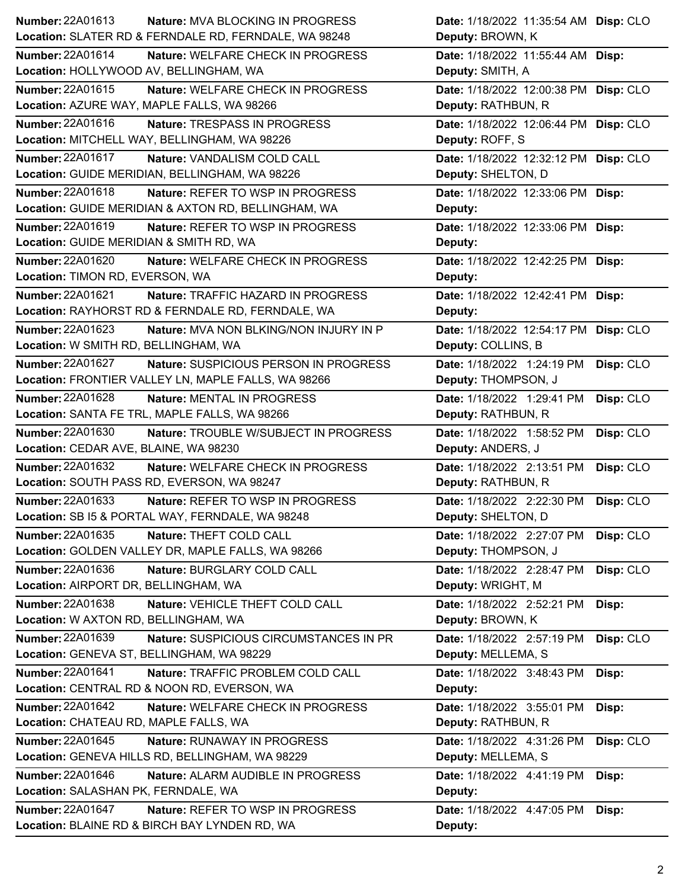**Number:** 22A01613 **Nature:** MVA BLOCKING IN PROGRESS **Date:** 1/18/2022 11:35:54 AM **Disp:** CLO
**Location:** SLATER RD & FERNDALE RD, FERNDALE, WA 98248 **Deputy:** BROWN, K

**Number:** 22A01614 **Nature:** WELFARE CHECK IN PROGRESS **Date:** 1/18/2022 11:55:44 AM **Disp:**
**Location:** HOLLYWOOD AV, BELLINGHAM, WA **Deputy:** SMITH, A

**Number:** 22A01615 **Nature:** WELFARE CHECK IN PROGRESS **Date:** 1/18/2022 12:00:38 PM **Disp:** CLO
**Location:** AZURE WAY, MAPLE FALLS, WA 98266 **Deputy:** RATHBUN, R

**Number:** 22A01616 **Nature:** TRESPASS IN PROGRESS **Date:** 1/18/2022 12:06:44 PM **Disp:** CLO
**Location:** MITCHELL WAY, BELLINGHAM, WA 98226 **Deputy:** ROFF, S

**Number:** 22A01617 **Nature:** VANDALISM COLD CALL **Date:** 1/18/2022 12:32:12 PM **Disp:** CLO
**Location:** GUIDE MERIDIAN, BELLINGHAM, WA 98226 **Deputy:** SHELTON, D

**Number:** 22A01618 **Nature:** REFER TO WSP IN PROGRESS **Date:** 1/18/2022 12:33:06 PM **Disp:**
**Location:** GUIDE MERIDIAN & AXTON RD, BELLINGHAM, WA **Deputy:**

**Number:** 22A01619 **Nature:** REFER TO WSP IN PROGRESS **Date:** 1/18/2022 12:33:06 PM **Disp:**
**Location:** GUIDE MERIDIAN & SMITH RD, WA **Deputy:**

**Number:** 22A01620 **Nature:** WELFARE CHECK IN PROGRESS **Date:** 1/18/2022 12:42:25 PM **Disp:**
**Location:** TIMON RD, EVERSON, WA **Deputy:**

**Number:** 22A01621 **Nature:** TRAFFIC HAZARD IN PROGRESS **Date:** 1/18/2022 12:42:41 PM **Disp:**
**Location:** RAYHORST RD & FERNDALE RD, FERNDALE, WA **Deputy:**

**Number:** 22A01623 **Nature:** MVA NON BLKING/NON INJURY IN P **Date:** 1/18/2022 12:54:17 PM **Disp:** CLO
**Location:** W SMITH RD, BELLINGHAM, WA **Deputy:** COLLINS, B

**Number:** 22A01627 **Nature:** SUSPICIOUS PERSON IN PROGRESS **Date:** 1/18/2022 1:24:19 PM **Disp:** CLO
**Location:** FRONTIER VALLEY LN, MAPLE FALLS, WA 98266 **Deputy:** THOMPSON, J

**Number:** 22A01628 **Nature:** MENTAL IN PROGRESS **Date:** 1/18/2022 1:29:41 PM **Disp:** CLO
**Location:** SANTA FE TRL, MAPLE FALLS, WA 98266 **Deputy:** RATHBUN, R

**Number:** 22A01630 **Nature:** TROUBLE W/SUBJECT IN PROGRESS **Date:** 1/18/2022 1:58:52 PM **Disp:** CLO
**Location:** CEDAR AVE, BLAINE, WA 98230 **Deputy:** ANDERS, J

**Number:** 22A01632 **Nature:** WELFARE CHECK IN PROGRESS **Date:** 1/18/2022 2:13:51 PM **Disp:** CLO
**Location:** SOUTH PASS RD, EVERSON, WA 98247 **Deputy:** RATHBUN, R

**Number:** 22A01633 **Nature:** REFER TO WSP IN PROGRESS **Date:** 1/18/2022 2:22:30 PM **Disp:** CLO
**Location:** SB I5 & PORTAL WAY, FERNDALE, WA 98248 **Deputy:** SHELTON, D

**Number:** 22A01635 **Nature:** THEFT COLD CALL **Date:** 1/18/2022 2:27:07 PM **Disp:** CLO
**Location:** GOLDEN VALLEY DR, MAPLE FALLS, WA 98266 **Deputy:** THOMPSON, J

**Number:** 22A01636 **Nature:** BURGLARY COLD CALL **Date:** 1/18/2022 2:28:47 PM **Disp:** CLO
**Location:** AIRPORT DR, BELLINGHAM, WA **Deputy:** WRIGHT, M

**Number:** 22A01638 **Nature:** VEHICLE THEFT COLD CALL **Date:** 1/18/2022 2:52:21 PM **Disp:**
**Location:** W AXTON RD, BELLINGHAM, WA **Deputy:** BROWN, K

**Number:** 22A01639 **Nature:** SUSPICIOUS CIRCUMSTANCES IN PR **Date:** 1/18/2022 2:57:19 PM **Disp:** CLO
**Location:** GENEVA ST, BELLINGHAM, WA 98229 **Deputy:** MELLEMA, S

**Number:** 22A01641 **Nature:** TRAFFIC PROBLEM COLD CALL **Date:** 1/18/2022 3:48:43 PM **Disp:**
**Location:** CENTRAL RD & NOON RD, EVERSON, WA **Deputy:**

**Number:** 22A01642 **Nature:** WELFARE CHECK IN PROGRESS **Date:** 1/18/2022 3:55:01 PM **Disp:**
**Location:** CHATEAU RD, MAPLE FALLS, WA **Deputy:** RATHBUN, R

**Number:** 22A01645 **Nature:** RUNAWAY IN PROGRESS **Date:** 1/18/2022 4:31:26 PM **Disp:** CLO
**Location:** GENEVA HILLS RD, BELLINGHAM, WA 98229 **Deputy:** MELLEMA, S

**Number:** 22A01646 **Nature:** ALARM AUDIBLE IN PROGRESS **Date:** 1/18/2022 4:41:19 PM **Disp:**
**Location:** SALASHAN PK, FERNDALE, WA **Deputy:**

**Number:** 22A01647 **Nature:** REFER TO WSP IN PROGRESS **Date:** 1/18/2022 4:47:05 PM **Disp:**
**Location:** BLAINE RD & BIRCH BAY LYNDEN RD, WA **Deputy:**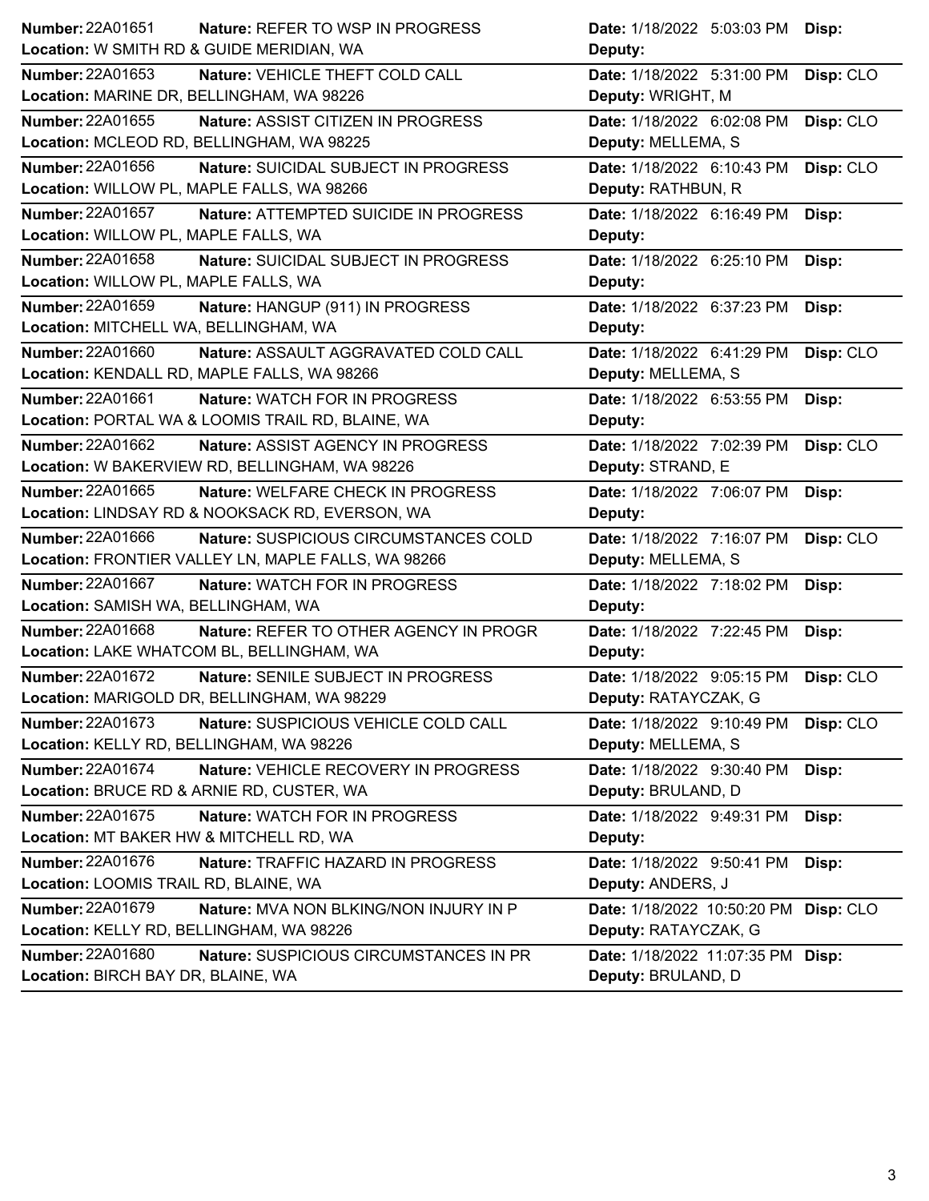**Number:** 22A01651 **Nature:** REFER TO WSP IN PROGRESS **Date:** 1/18/2022 5:03:03 PM **Disp:**
**Location:** W SMITH RD & GUIDE MERIDIAN, WA **Deputy:**

**Number:** 22A01653 **Nature:** VEHICLE THEFT COLD CALL **Date:** 1/18/2022 5:31:00 PM **Disp:** CLO
**Location:** MARINE DR, BELLINGHAM, WA 98226 **Deputy:** WRIGHT, M

**Number:** 22A01655 **Nature:** ASSIST CITIZEN IN PROGRESS **Date:** 1/18/2022 6:02:08 PM **Disp:** CLO
**Location:** MCLEOD RD, BELLINGHAM, WA 98225 **Deputy:** MELLEMA, S

**Number:** 22A01656 **Nature:** SUICIDAL SUBJECT IN PROGRESS **Date:** 1/18/2022 6:10:43 PM **Disp:** CLO
**Location:** WILLOW PL, MAPLE FALLS, WA 98266 **Deputy:** RATHBUN, R

**Number:** 22A01657 **Nature:** ATTEMPTED SUICIDE IN PROGRESS **Date:** 1/18/2022 6:16:49 PM **Disp:**
**Location:** WILLOW PL, MAPLE FALLS, WA **Deputy:**

**Number:** 22A01658 **Nature:** SUICIDAL SUBJECT IN PROGRESS **Date:** 1/18/2022 6:25:10 PM **Disp:**
**Location:** WILLOW PL, MAPLE FALLS, WA **Deputy:**

**Number:** 22A01659 **Nature:** HANGUP (911) IN PROGRESS **Date:** 1/18/2022 6:37:23 PM **Disp:**
**Location:** MITCHELL WA, BELLINGHAM, WA **Deputy:**

**Number:** 22A01660 **Nature:** ASSAULT AGGRAVATED COLD CALL **Date:** 1/18/2022 6:41:29 PM **Disp:** CLO
**Location:** KENDALL RD, MAPLE FALLS, WA 98266 **Deputy:** MELLEMA, S

**Number:** 22A01661 **Nature:** WATCH FOR IN PROGRESS **Date:** 1/18/2022 6:53:55 PM **Disp:**
**Location:** PORTAL WA & LOOMIS TRAIL RD, BLAINE, WA **Deputy:**

**Number:** 22A01662 **Nature:** ASSIST AGENCY IN PROGRESS **Date:** 1/18/2022 7:02:39 PM **Disp:** CLO
**Location:** W BAKERVIEW RD, BELLINGHAM, WA 98226 **Deputy:** STRAND, E

**Number:** 22A01665 **Nature:** WELFARE CHECK IN PROGRESS **Date:** 1/18/2022 7:06:07 PM **Disp:**
**Location:** LINDSAY RD & NOOKSACK RD, EVERSON, WA **Deputy:**

**Number:** 22A01666 **Nature:** SUSPICIOUS CIRCUMSTANCES COLD **Date:** 1/18/2022 7:16:07 PM **Disp:** CLO
**Location:** FRONTIER VALLEY LN, MAPLE FALLS, WA 98266 **Deputy:** MELLEMA, S

**Number:** 22A01667 **Nature:** WATCH FOR IN PROGRESS **Date:** 1/18/2022 7:18:02 PM **Disp:**
**Location:** SAMISH WA, BELLINGHAM, WA **Deputy:**

**Number:** 22A01668 **Nature:** REFER TO OTHER AGENCY IN PROGR **Date:** 1/18/2022 7:22:45 PM **Disp:**
**Location:** LAKE WHATCOM BL, BELLINGHAM, WA **Deputy:**

**Number:** 22A01672 **Nature:** SENILE SUBJECT IN PROGRESS **Date:** 1/18/2022 9:05:15 PM **Disp:** CLO
**Location:** MARIGOLD DR, BELLINGHAM, WA 98229 **Deputy:** RATAYCZAK, G

**Number:** 22A01673 **Nature:** SUSPICIOUS VEHICLE COLD CALL **Date:** 1/18/2022 9:10:49 PM **Disp:** CLO
**Location:** KELLY RD, BELLINGHAM, WA 98226 **Deputy:** MELLEMA, S

**Number:** 22A01674 **Nature:** VEHICLE RECOVERY IN PROGRESS **Date:** 1/18/2022 9:30:40 PM **Disp:**
**Location:** BRUCE RD & ARNIE RD, CUSTER, WA **Deputy:** BRULAND, D

**Number:** 22A01675 **Nature:** WATCH FOR IN PROGRESS **Date:** 1/18/2022 9:49:31 PM **Disp:**
**Location:** MT BAKER HW & MITCHELL RD, WA **Deputy:**

**Number:** 22A01676 **Nature:** TRAFFIC HAZARD IN PROGRESS **Date:** 1/18/2022 9:50:41 PM **Disp:**
**Location:** LOOMIS TRAIL RD, BLAINE, WA **Deputy:** ANDERS, J

**Number:** 22A01679 **Nature:** MVA NON BLKING/NON INJURY IN P **Date:** 1/18/2022 10:50:20 PM **Disp:** CLO
**Location:** KELLY RD, BELLINGHAM, WA 98226 **Deputy:** RATAYCZAK, G

**Number:** 22A01680 **Nature:** SUSPICIOUS CIRCUMSTANCES IN PR **Date:** 1/18/2022 11:07:35 PM **Disp:**
**Location:** BIRCH BAY DR, BLAINE, WA **Deputy:** BRULAND, D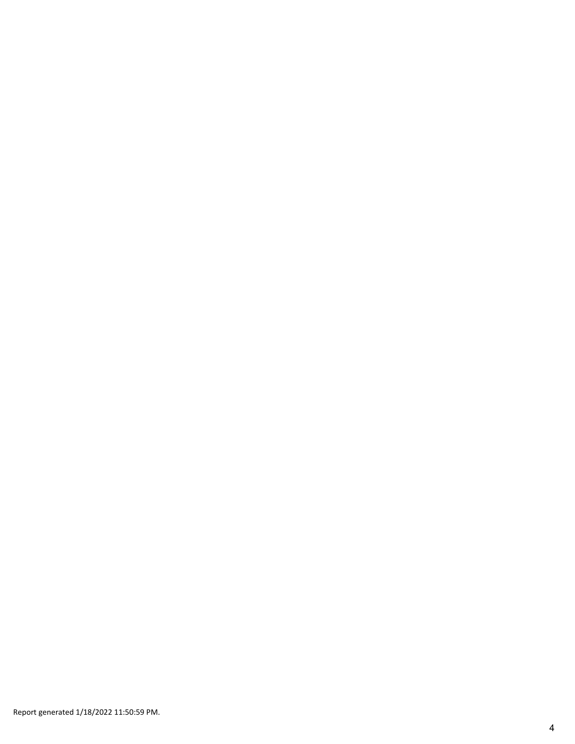Report generated 1/18/2022 11:50:59 PM.